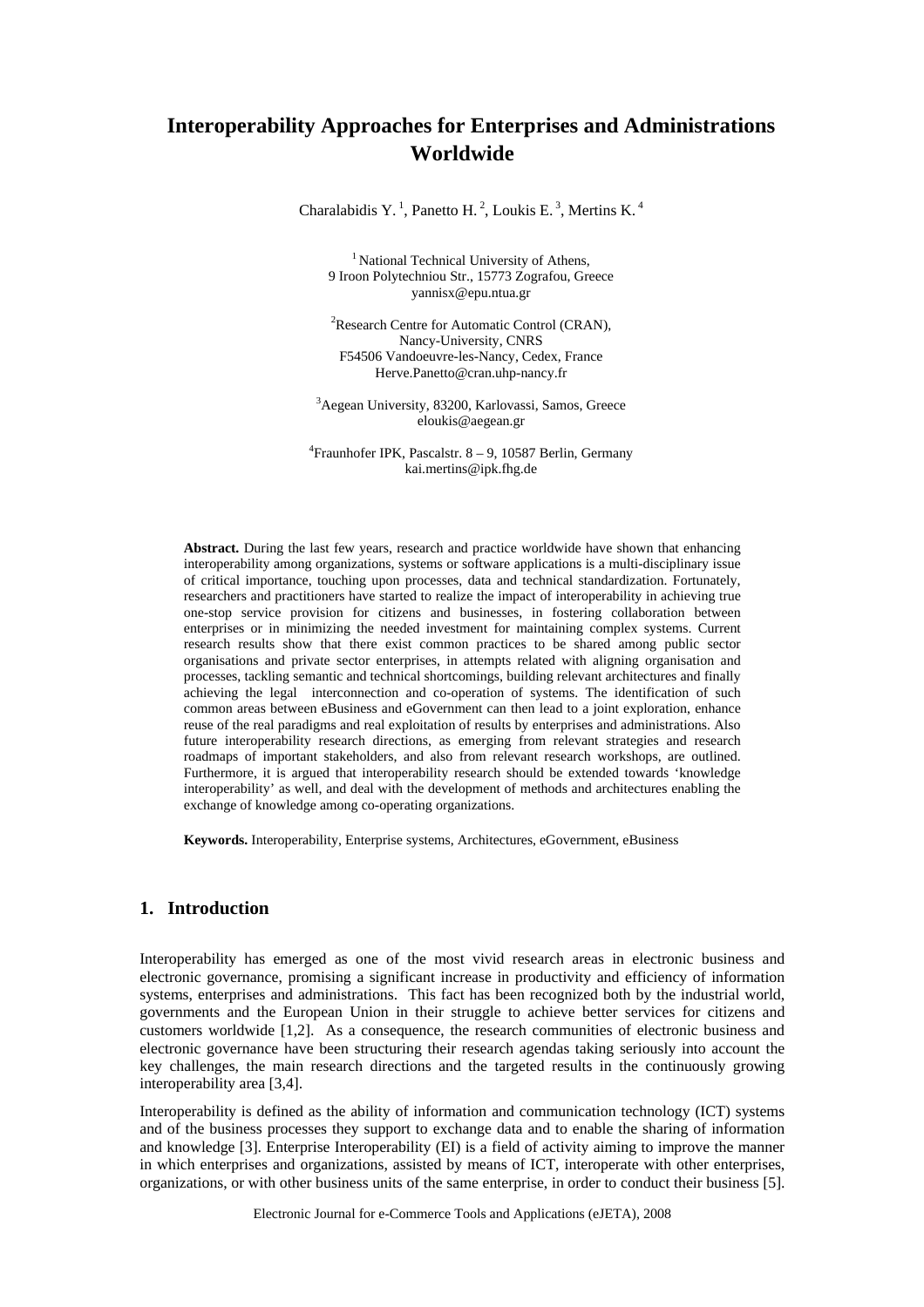# Interoperability Approaches for Enterprises and Administrations Worldwide

Charalabidis Y. [1], Panetto H. [2], Loukis E. [3], Mertins K. [4]

[1] National Technical University of Athens,
9 Iroon Polytechniou Str., 15773 Zografou, Greece
yannisx@epu.ntua.gr

[2] Research Centre for Automatic Control (CRAN),
Nancy-University, CNRS
F54506 Vandoeuvre-les-Nancy, Cedex, France
Herve.Panetto@cran.uhp-nancy.fr

[3] Aegean University, 83200, Karlovassi, Samos, Greece
eloukis@aegean.gr

[4] Fraunhofer IPK, Pascalstr. 8 – 9, 10587 Berlin, Germany
kai.mertins@ipk.fhg.de

**Abstract.** During the last few years, research and practice worldwide have shown that enhancing interoperability among organizations, systems or software applications is a multi-disciplinary issue of critical importance, touching upon processes, data and technical standardization. Fortunately, researchers and practitioners have started to realize the impact of interoperability in achieving true one-stop service provision for citizens and businesses, in fostering collaboration between enterprises or in minimizing the needed investment for maintaining complex systems. Current research results show that there exist common practices to be shared among public sector organisations and private sector enterprises, in attempts related with aligning organisation and processes, tackling semantic and technical shortcomings, building relevant architectures and finally achieving the legal interconnection and co-operation of systems. The identification of such common areas between eBusiness and eGovernment can then lead to a joint exploration, enhance reuse of the real paradigms and real exploitation of results by enterprises and administrations. Also future interoperability research directions, as emerging from relevant strategies and research roadmaps of important stakeholders, and also from relevant research workshops, are outlined. Furthermore, it is argued that interoperability research should be extended towards 'knowledge interoperability' as well, and deal with the development of methods and architectures enabling the exchange of knowledge among co-operating organizations.

**Keywords.** Interoperability, Enterprise systems, Architectures, eGovernment, eBusiness

## 1. Introduction

Interoperability has emerged as one of the most vivid research areas in electronic business and electronic governance, promising a significant increase in productivity and efficiency of information systems, enterprises and administrations. This fact has been recognized both by the industrial world, governments and the European Union in their struggle to achieve better services for citizens and customers worldwide [1,2]. As a consequence, the research communities of electronic business and electronic governance have been structuring their research agendas taking seriously into account the key challenges, the main research directions and the targeted results in the continuously growing interoperability area [3,4].

Interoperability is defined as the ability of information and communication technology (ICT) systems and of the business processes they support to exchange data and to enable the sharing of information and knowledge [3]. Enterprise Interoperability (EI) is a field of activity aiming to improve the manner in which enterprises and organizations, assisted by means of ICT, interoperate with other enterprises, organizations, or with other business units of the same enterprise, in order to conduct their business [5].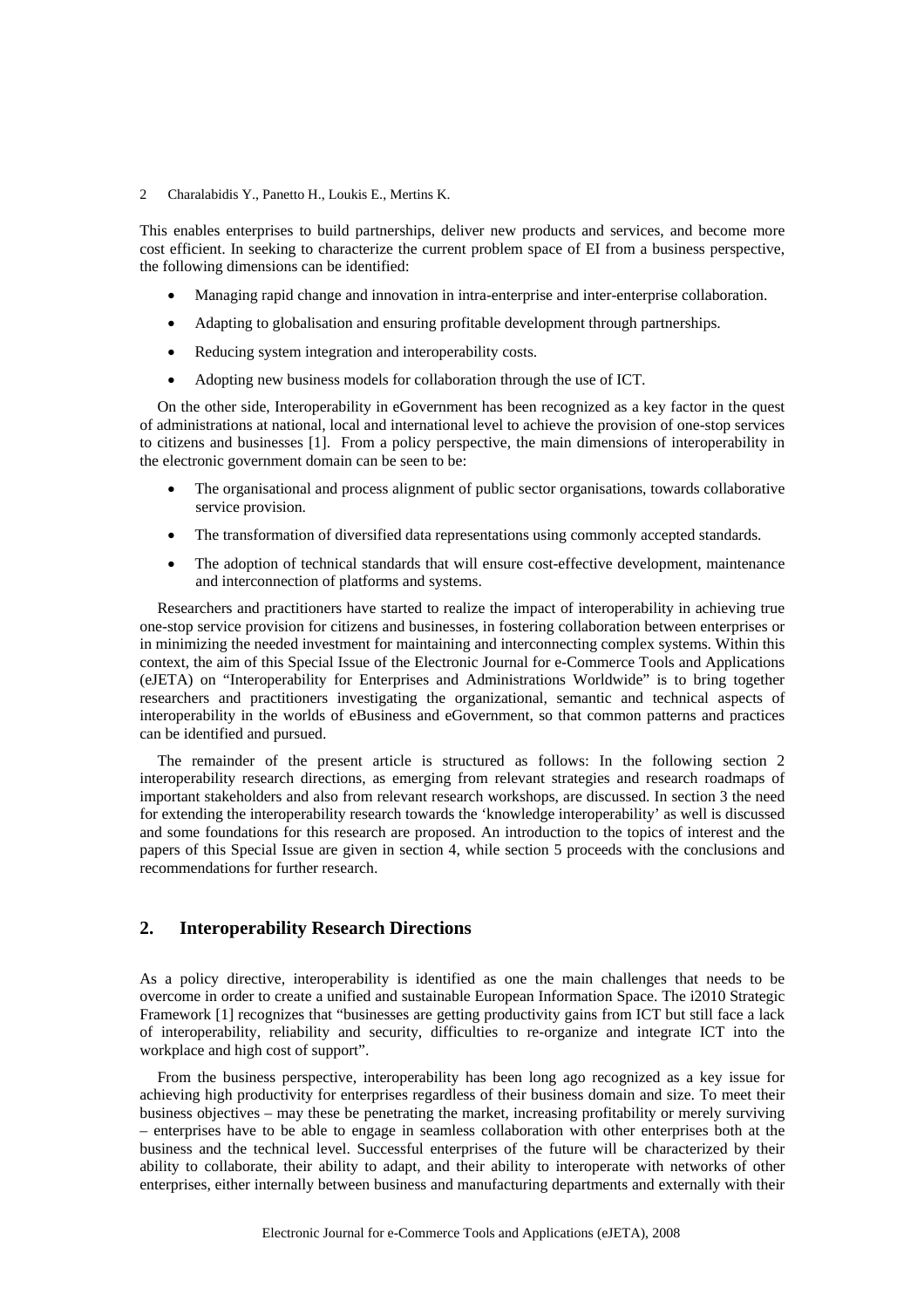This enables enterprises to build partnerships, deliver new products and services, and become more cost efficient. In seeking to characterize the current problem space of EI from a business perspective, the following dimensions can be identified:

- Managing rapid change and innovation in intra-enterprise and inter-enterprise collaboration.
- Adapting to globalisation and ensuring profitable development through partnerships.
- Reducing system integration and interoperability costs.
- Adopting new business models for collaboration through the use of ICT.

On the other side, Interoperability in eGovernment has been recognized as a key factor in the quest of administrations at national, local and international level to achieve the provision of one-stop services to citizens and businesses [1]. From a policy perspective, the main dimensions of interoperability in the electronic government domain can be seen to be:

- The organisational and process alignment of public sector organisations, towards collaborative service provision.
- The transformation of diversified data representations using commonly accepted standards.
- The adoption of technical standards that will ensure cost-effective development, maintenance and interconnection of platforms and systems.

Researchers and practitioners have started to realize the impact of interoperability in achieving true one-stop service provision for citizens and businesses, in fostering collaboration between enterprises or in minimizing the needed investment for maintaining and interconnecting complex systems. Within this context, the aim of this Special Issue of the Electronic Journal for e-Commerce Tools and Applications (eJETA) on "Interoperability for Enterprises and Administrations Worldwide" is to bring together researchers and practitioners investigating the organizational, semantic and technical aspects of interoperability in the worlds of eBusiness and eGovernment, so that common patterns and practices can be identified and pursued.

The remainder of the present article is structured as follows: In the following section 2 interoperability research directions, as emerging from relevant strategies and research roadmaps of important stakeholders and also from relevant research workshops, are discussed. In section 3 the need for extending the interoperability research towards the 'knowledge interoperability' as well is discussed and some foundations for this research are proposed. An introduction to the topics of interest and the papers of this Special Issue are given in section 4, while section 5 proceeds with the conclusions and recommendations for further research.

## 2. Interoperability Research Directions

As a policy directive, interoperability is identified as one the main challenges that needs to be overcome in order to create a unified and sustainable European Information Space. The i2010 Strategic Framework [1] recognizes that "businesses are getting productivity gains from ICT but still face a lack of interoperability, reliability and security, difficulties to re-organize and integrate ICT into the workplace and high cost of support".

From the business perspective, interoperability has been long ago recognized as a key issue for achieving high productivity for enterprises regardless of their business domain and size. To meet their business objectives – may these be penetrating the market, increasing profitability or merely surviving – enterprises have to be able to engage in seamless collaboration with other enterprises both at the business and the technical level. Successful enterprises of the future will be characterized by their ability to collaborate, their ability to adapt, and their ability to interoperate with networks of other enterprises, either internally between business and manufacturing departments and externally with their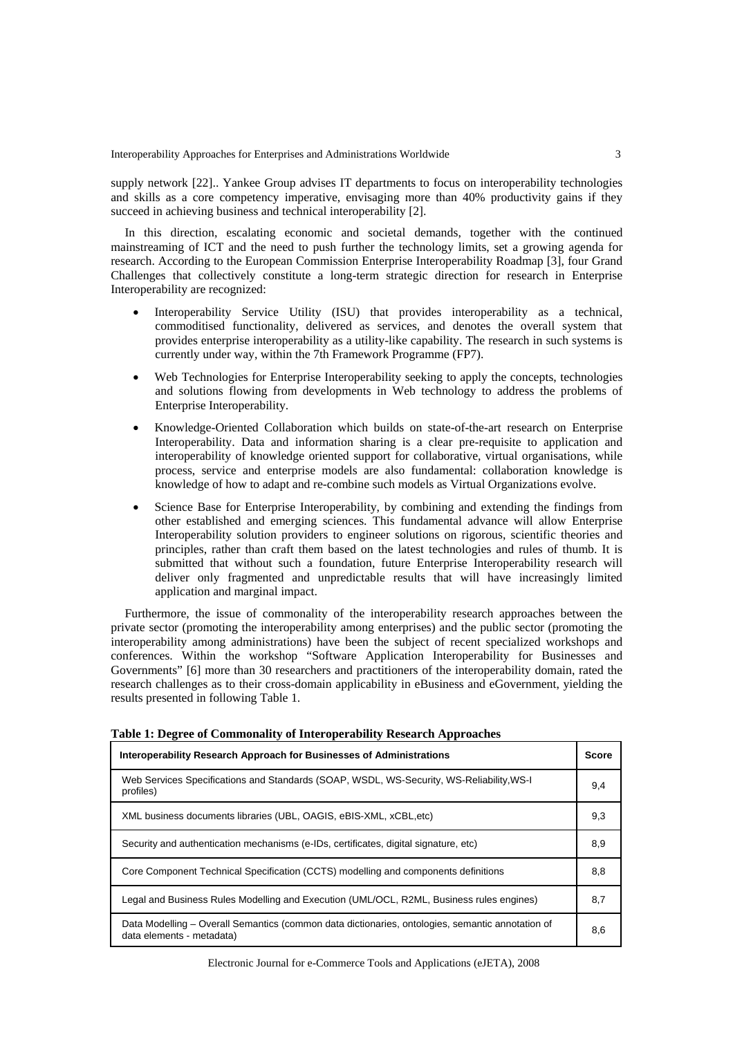supply network [22].. Yankee Group advises IT departments to focus on interoperability technologies and skills as a core competency imperative, envisaging more than 40% productivity gains if they succeed in achieving business and technical interoperability [2].

In this direction, escalating economic and societal demands, together with the continued mainstreaming of ICT and the need to push further the technology limits, set a growing agenda for research. According to the European Commission Enterprise Interoperability Roadmap [3], four Grand Challenges that collectively constitute a long-term strategic direction for research in Enterprise Interoperability are recognized:

- Interoperability Service Utility (ISU) that provides interoperability as a technical, commoditised functionality, delivered as services, and denotes the overall system that provides enterprise interoperability as a utility-like capability. The research in such systems is currently under way, within the 7th Framework Programme (FP7).
- Web Technologies for Enterprise Interoperability seeking to apply the concepts, technologies and solutions flowing from developments in Web technology to address the problems of Enterprise Interoperability.
- Knowledge-Oriented Collaboration which builds on state-of-the-art research on Enterprise Interoperability. Data and information sharing is a clear pre-requisite to application and interoperability of knowledge oriented support for collaborative, virtual organisations, while process, service and enterprise models are also fundamental: collaboration knowledge is knowledge of how to adapt and re-combine such models as Virtual Organizations evolve.
- Science Base for Enterprise Interoperability, by combining and extending the findings from other established and emerging sciences. This fundamental advance will allow Enterprise Interoperability solution providers to engineer solutions on rigorous, scientific theories and principles, rather than craft them based on the latest technologies and rules of thumb. It is submitted that without such a foundation, future Enterprise Interoperability research will deliver only fragmented and unpredictable results that will have increasingly limited application and marginal impact.

Furthermore, the issue of commonality of the interoperability research approaches between the private sector (promoting the interoperability among enterprises) and the public sector (promoting the interoperability among administrations) have been the subject of recent specialized workshops and conferences. Within the workshop "Software Application Interoperability for Businesses and Governments" [6] more than 30 researchers and practitioners of the interoperability domain, rated the research challenges as to their cross-domain applicability in eBusiness and eGovernment, yielding the results presented in following Table 1.

**Table 1: Degree of Commonality of Interoperability Research Approaches**

| Interoperability Research Approach for Businesses of Administrations | Score |
|---|---|
| Web Services Specifications and Standards (SOAP, WSDL, WS-Security, WS-Reliability,WS-I profiles) | 9,4 |
| XML business documents libraries (UBL, OAGIS, eBIS-XML, xCBL,etc) | 9,3 |
| Security and authentication mechanisms (e-IDs, certificates, digital signature, etc) | 8,9 |
| Core Component Technical Specification (CCTS) modelling and components definitions | 8,8 |
| Legal and Business Rules Modelling and Execution (UML/OCL, R2ML, Business rules engines) | 8,7 |
| Data Modelling – Overall Semantics (common data dictionaries, ontologies, semantic annotation of data elements - metadata) | 8,6 |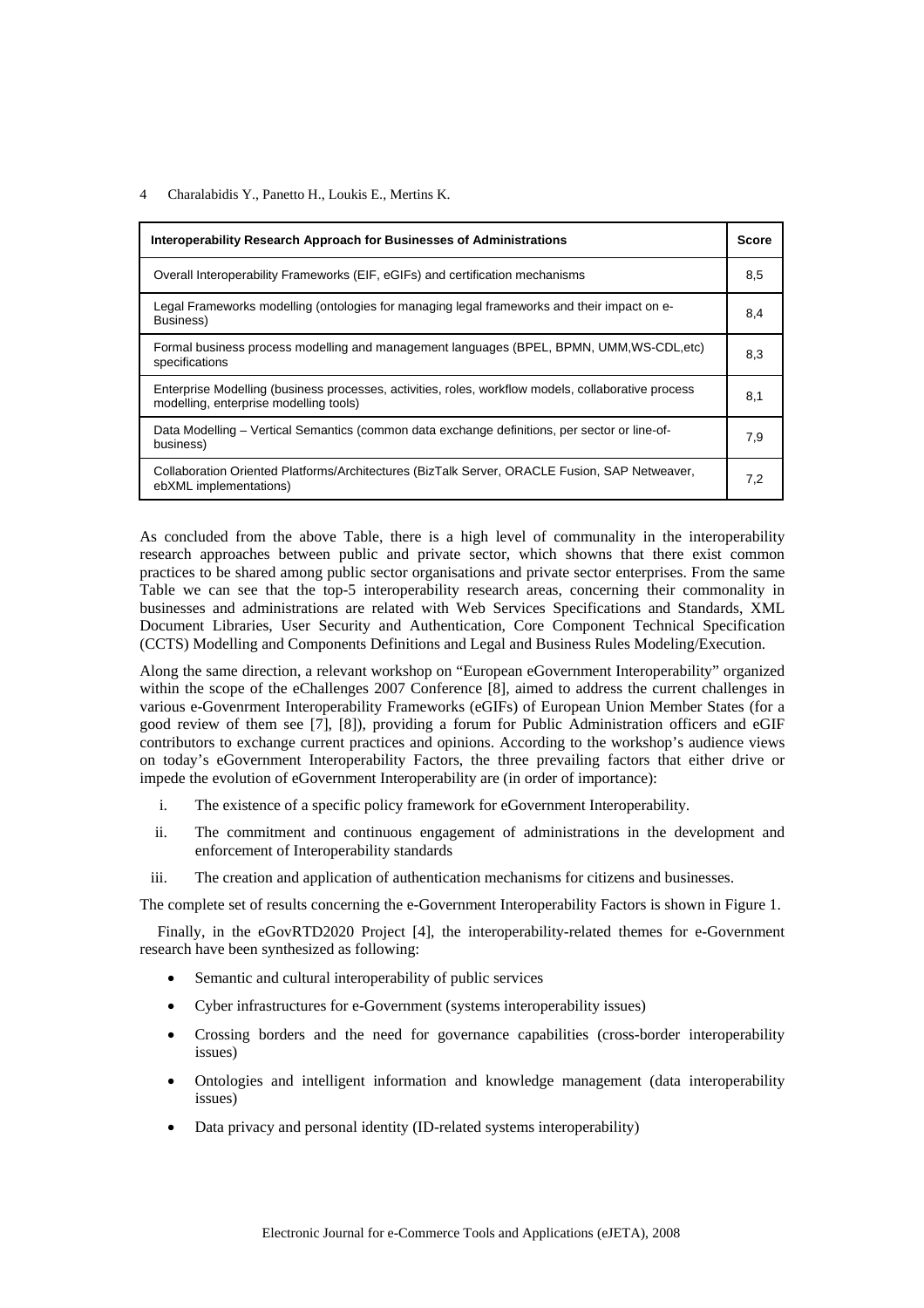| Interoperability Research Approach for Businesses of Administrations | Score |
|---|---|
| Overall Interoperability Frameworks (EIF, eGIFs) and certification mechanisms | 8,5 |
| Legal Frameworks modelling (ontologies for managing legal frameworks and their impact on e-Business) | 8,4 |
| Formal business process modelling and management languages (BPEL, BPMN, UMM,WS-CDL,etc) specifications | 8,3 |
| Enterprise Modelling (business processes, activities, roles, workflow models, collaborative process modelling, enterprise modelling tools) | 8,1 |
| Data Modelling – Vertical Semantics (common data exchange definitions, per sector or line-of-business) | 7,9 |
| Collaboration Oriented Platforms/Architectures (BizTalk Server, ORACLE Fusion, SAP Netweaver, ebXML implementations) | 7,2 |

As concluded from the above Table, there is a high level of communality in the interoperability research approaches between public and private sector, which showns that there exist common practices to be shared among public sector organisations and private sector enterprises. From the same Table we can see that the top-5 interoperability research areas, concerning their commonality in businesses and administrations are related with Web Services Specifications and Standards, XML Document Libraries, User Security and Authentication, Core Component Technical Specification (CCTS) Modelling and Components Definitions and Legal and Business Rules Modeling/Execution.

Along the same direction, a relevant workshop on "European eGovernment Interoperability" organized within the scope of the eChallenges 2007 Conference [8], aimed to address the current challenges in various e-Govenrment Interoperability Frameworks (eGIFs) of European Union Member States (for a good review of them see [7], [8]), providing a forum for Public Administration officers and eGIF contributors to exchange current practices and opinions. According to the workshop's audience views on today's eGovernment Interoperability Factors, the three prevailing factors that either drive or impede the evolution of eGovernment Interoperability are (in order of importance):

i. The existence of a specific policy framework for eGovernment Interoperability.

ii. The commitment and continuous engagement of administrations in the development and enforcement of Interoperability standards

iii. The creation and application of authentication mechanisms for citizens and businesses.

The complete set of results concerning the e-Government Interoperability Factors is shown in Figure 1.

Finally, in the eGovRTD2020 Project [4], the interoperability-related themes for e-Government research have been synthesized as following:

- Semantic and cultural interoperability of public services
- Cyber infrastructures for e-Government (systems interoperability issues)
- Crossing borders and the need for governance capabilities (cross-border interoperability issues)
- Ontologies and intelligent information and knowledge management (data interoperability issues)
- Data privacy and personal identity (ID-related systems interoperability)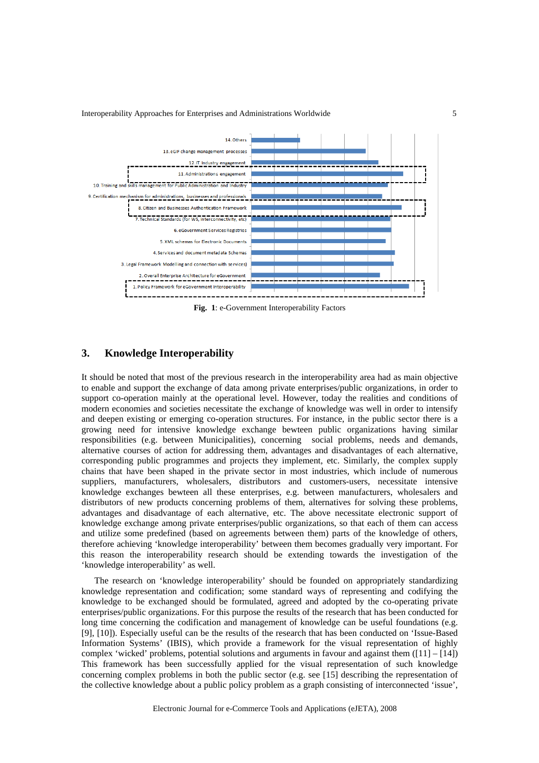14. Others

13. eGIF change management processes

12. IT Industry engagement

11. Administrations engagement

10. Training and skills management for Public Administration and Industry

9. Certification mechanism for administrations, businesses and professionals

8. Citizen and Businesses Authentication Framework

7. Technical Standards (for WS, interconnectivity, etc)

6. eGovernment Services Registries

5. XML schemas for Electronic Documents

4. Services and document metadata Schemas

3. Legal Framework Modelling and connection with services)

2. Overall Enterprise Architecture for eGovernment

1. Policy Framework for eGovernment Interoperability

**Fig. 1**: e-Government Interoperability Factors

## 3. Knowledge Interoperability

It should be noted that most of the previous research in the interoperability area had as main objective to enable and support the exchange of data among private enterprises/public organizations, in order to support co-operation mainly at the operational level. However, today the realities and conditions of modern economies and societies necessitate the exchange of knowledge was well in order to intensify and deepen existing or emerging co-operation structures. For instance, in the public sector there is a growing need for intensive knowledge exchange bewteen public organizations having similar responsibilities (e.g. between Municipalities), concerning social problems, needs and demands, alternative courses of action for addressing them, advantages and disadvantages of each alternative, corresponding public programmes and projects they implement, etc. Similarly, the complex supply chains that have been shaped in the private sector in most industries, which include of numerous suppliers, manufacturers, wholesalers, distributors and customers-users, necessitate intensive knowledge exchanges bewteen all these enterprises, e.g. between manufacturers, wholesalers and distributors of new products concerning problems of them, alternatives for solving these problems, advantages and disadvantage of each alternative, etc. The above necessitate electronic support of knowledge exchange among private enterprises/public organizations, so that each of them can access and utilize some predefined (based on agreements between them) parts of the knowledge of others, therefore achieving 'knowledge interoperability' between them becomes gradually very important. For this reason the interoperability research should be extending towards the investigation of the 'knowledge interoperability' as well.

The research on 'knowledge interoperability' should be founded on appropriately standardizing knowledge representation and codification; some standard ways of representing and codifying the knowledge to be exchanged should be formulated, agreed and adopted by the co-operating private enterprises/public organizations. For this purpose the results of the research that has been conducted for long time concerning the codification and management of knowledge can be useful foundations (e.g. [9], [10]). Especially useful can be the results of the research that has been conducted on 'Issue-Based Information Systems' (IBIS), which provide a framework for the visual representation of highly complex 'wicked' problems, potential solutions and arguments in favour and against them ([11] – [14]) This framework has been successfully applied for the visual representation of such knowledge concerning complex problems in both the public sector (e.g. see [15] describing the representation of the collective knowledge about a public policy problem as a graph consisting of interconnected 'issue',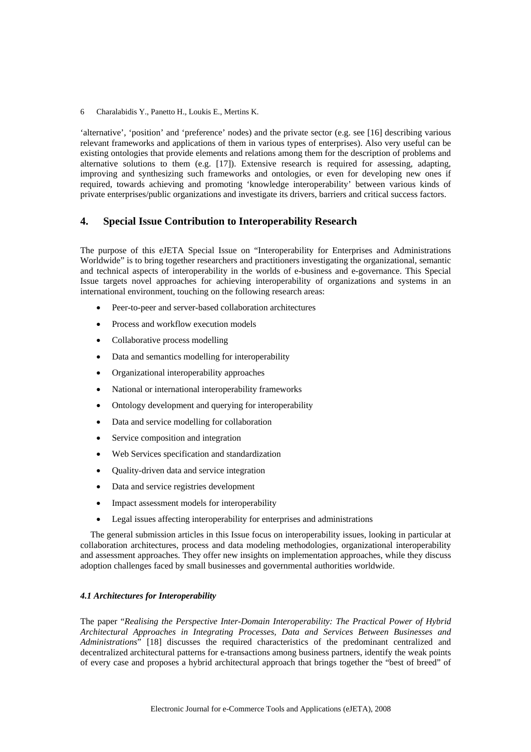'alternative', 'position' and 'preference' nodes) and the private sector (e.g. see [16] describing various relevant frameworks and applications of them in various types of enterprises). Also very useful can be existing ontologies that provide elements and relations among them for the description of problems and alternative solutions to them (e.g. [17]). Extensive research is required for assessing, adapting, improving and synthesizing such frameworks and ontologies, or even for developing new ones if required, towards achieving and promoting 'knowledge interoperability' between various kinds of private enterprises/public organizations and investigate its drivers, barriers and critical success factors.

## 4. Special Issue Contribution to Interoperability Research

The purpose of this eJETA Special Issue on "Interoperability for Enterprises and Administrations Worldwide" is to bring together researchers and practitioners investigating the organizational, semantic and technical aspects of interoperability in the worlds of e-business and e-governance. This Special Issue targets novel approaches for achieving interoperability of organizations and systems in an international environment, touching on the following research areas:

- Peer-to-peer and server-based collaboration architectures
- Process and workflow execution models
- Collaborative process modelling
- Data and semantics modelling for interoperability
- Organizational interoperability approaches
- National or international interoperability frameworks
- Ontology development and querying for interoperability
- Data and service modelling for collaboration
- Service composition and integration
- Web Services specification and standardization
- Quality-driven data and service integration
- Data and service registries development
- Impact assessment models for interoperability
- Legal issues affecting interoperability for enterprises and administrations

The general submission articles in this Issue focus on interoperability issues, looking in particular at collaboration architectures, process and data modeling methodologies, organizational interoperability and assessment approaches. They offer new insights on implementation approaches, while they discuss adoption challenges faced by small businesses and governmental authorities worldwide.

### *4.1 Architectures for Interoperability*

The paper "*Realising the Perspective Inter-Domain Interoperability: The Practical Power of Hybrid Architectural Approaches in Integrating Processes, Data and Services Between Businesses and Administrations*" [18] discusses the required characteristics of the predominant centralized and decentralized architectural patterns for e-transactions among business partners, identify the weak points of every case and proposes a hybrid architectural approach that brings together the "best of breed" of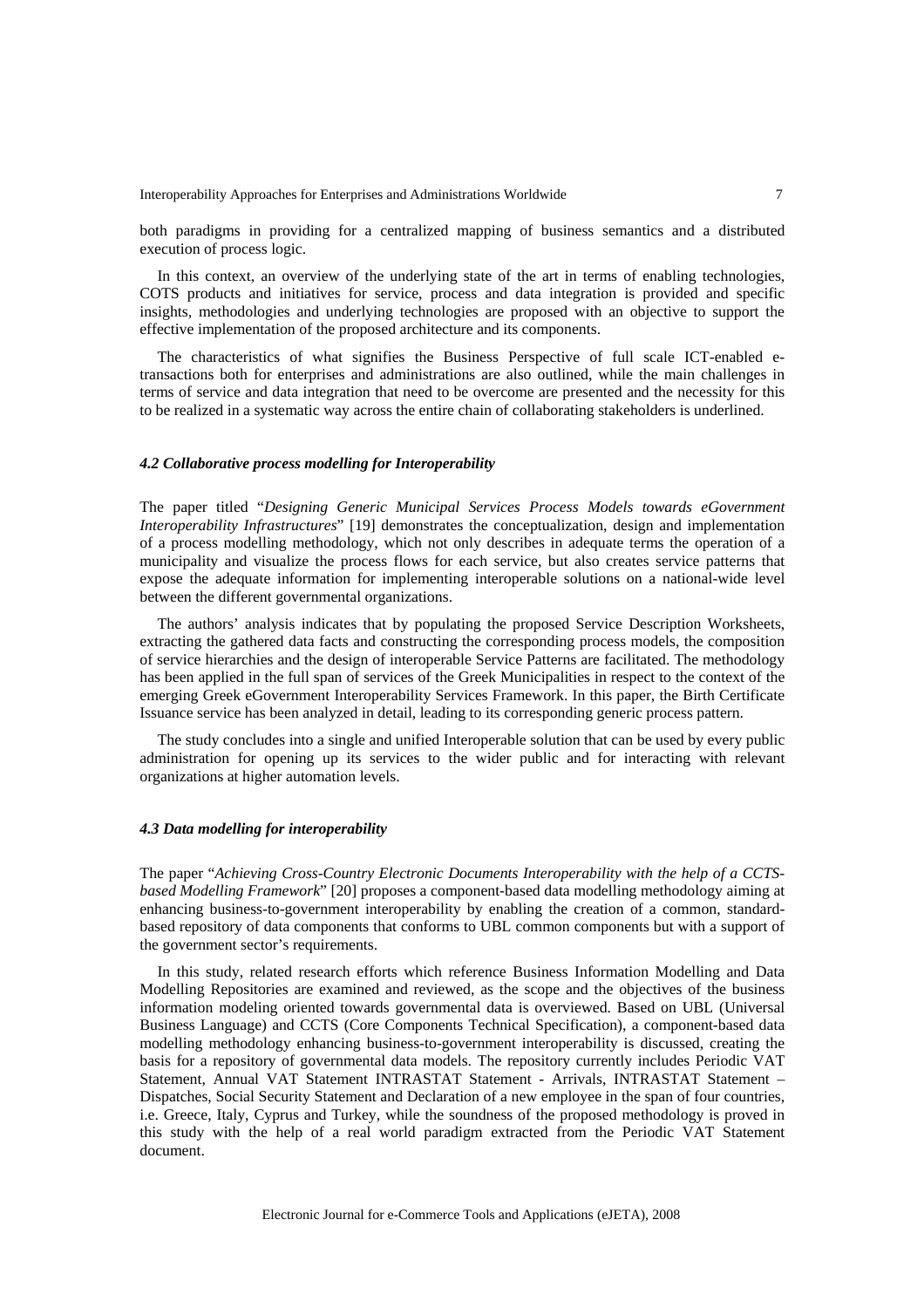both paradigms in providing for a centralized mapping of business semantics and a distributed execution of process logic.

In this context, an overview of the underlying state of the art in terms of enabling technologies, COTS products and initiatives for service, process and data integration is provided and specific insights, methodologies and underlying technologies are proposed with an objective to support the effective implementation of the proposed architecture and its components.

The characteristics of what signifies the Business Perspective of full scale ICT-enabled e-transactions both for enterprises and administrations are also outlined, while the main challenges in terms of service and data integration that need to be overcome are presented and the necessity for this to be realized in a systematic way across the entire chain of collaborating stakeholders is underlined.

### *4.2 Collaborative process modelling for Interoperability*

The paper titled "*Designing Generic Municipal Services Process Models towards eGovernment Interoperability Infrastructures*" [19] demonstrates the conceptualization, design and implementation of a process modelling methodology, which not only describes in adequate terms the operation of a municipality and visualize the process flows for each service, but also creates service patterns that expose the adequate information for implementing interoperable solutions on a national-wide level between the different governmental organizations.

The authors' analysis indicates that by populating the proposed Service Description Worksheets, extracting the gathered data facts and constructing the corresponding process models, the composition of service hierarchies and the design of interoperable Service Patterns are facilitated. The methodology has been applied in the full span of services of the Greek Municipalities in respect to the context of the emerging Greek eGovernment Interoperability Services Framework. In this paper, the Birth Certificate Issuance service has been analyzed in detail, leading to its corresponding generic process pattern.

The study concludes into a single and unified Interoperable solution that can be used by every public administration for opening up its services to the wider public and for interacting with relevant organizations at higher automation levels.

### *4.3 Data modelling for interoperability*

The paper "*Achieving Cross-Country Electronic Documents Interoperability with the help of a CCTS-based Modelling Framework*" [20] proposes a component-based data modelling methodology aiming at enhancing business-to-government interoperability by enabling the creation of a common, standard-based repository of data components that conforms to UBL common components but with a support of the government sector's requirements.

In this study, related research efforts which reference Business Information Modelling and Data Modelling Repositories are examined and reviewed, as the scope and the objectives of the business information modeling oriented towards governmental data is overviewed. Based on UBL (Universal Business Language) and CCTS (Core Components Technical Specification), a component-based data modelling methodology enhancing business-to-government interoperability is discussed, creating the basis for a repository of governmental data models. The repository currently includes Periodic VAT Statement, Annual VAT Statement INTRASTAT Statement - Arrivals, INTRASTAT Statement – Dispatches, Social Security Statement and Declaration of a new employee in the span of four countries, i.e. Greece, Italy, Cyprus and Turkey, while the soundness of the proposed methodology is proved in this study with the help of a real world paradigm extracted from the Periodic VAT Statement document.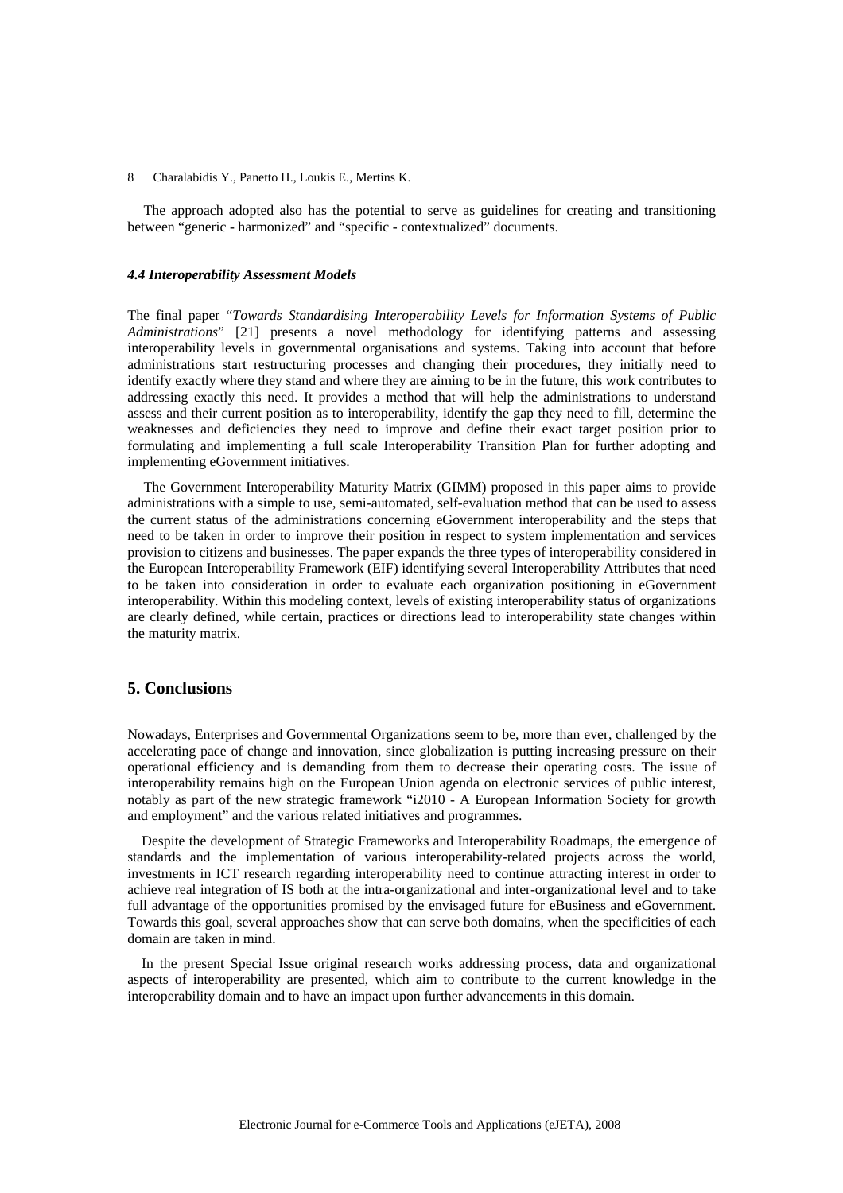The approach adopted also has the potential to serve as guidelines for creating and transitioning between "generic - harmonized" and "specific - contextualized" documents.

#### *4.4 Interoperability Assessment Models*

The final paper "*Towards Standardising Interoperability Levels for Information Systems of Public Administrations*" [21] presents a novel methodology for identifying patterns and assessing interoperability levels in governmental organisations and systems. Taking into account that before administrations start restructuring processes and changing their procedures, they initially need to identify exactly where they stand and where they are aiming to be in the future, this work contributes to addressing exactly this need. It provides a method that will help the administrations to understand assess and their current position as to interoperability, identify the gap they need to fill, determine the weaknesses and deficiencies they need to improve and define their exact target position prior to formulating and implementing a full scale Interoperability Transition Plan for further adopting and implementing eGovernment initiatives.

The Government Interoperability Maturity Matrix (GIMM) proposed in this paper aims to provide administrations with a simple to use, semi-automated, self-evaluation method that can be used to assess the current status of the administrations concerning eGovernment interoperability and the steps that need to be taken in order to improve their position in respect to system implementation and services provision to citizens and businesses. The paper expands the three types of interoperability considered in the European Interoperability Framework (EIF) identifying several Interoperability Attributes that need to be taken into consideration in order to evaluate each organization positioning in eGovernment interoperability. Within this modeling context, levels of existing interoperability status of organizations are clearly defined, while certain, practices or directions lead to interoperability state changes within the maturity matrix.

## 5. Conclusions

Nowadays, Enterprises and Governmental Organizations seem to be, more than ever, challenged by the accelerating pace of change and innovation, since globalization is putting increasing pressure on their operational efficiency and is demanding from them to decrease their operating costs. The issue of interoperability remains high on the European Union agenda on electronic services of public interest, notably as part of the new strategic framework "i2010 - A European Information Society for growth and employment" and the various related initiatives and programmes.

Despite the development of Strategic Frameworks and Interoperability Roadmaps, the emergence of standards and the implementation of various interoperability-related projects across the world, investments in ICT research regarding interoperability need to continue attracting interest in order to achieve real integration of IS both at the intra-organizational and inter-organizational level and to take full advantage of the opportunities promised by the envisaged future for eBusiness and eGovernment. Towards this goal, several approaches show that can serve both domains, when the specificities of each domain are taken in mind.

In the present Special Issue original research works addressing process, data and organizational aspects of interoperability are presented, which aim to contribute to the current knowledge in the interoperability domain and to have an impact upon further advancements in this domain.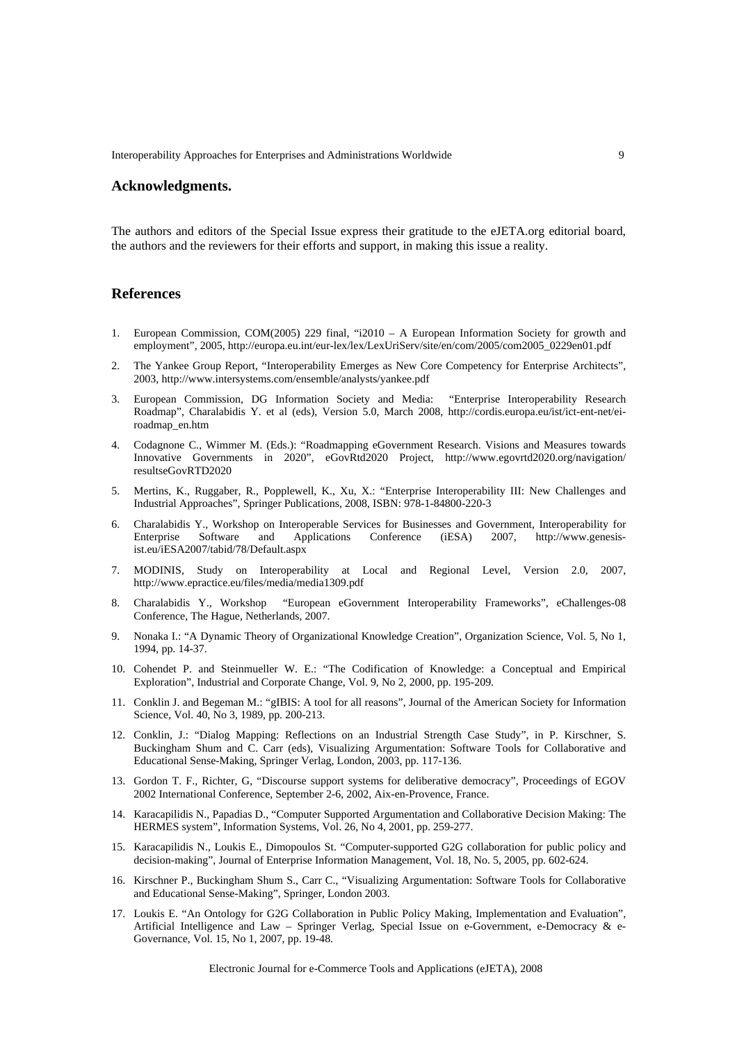## Acknowledgments.

The authors and editors of the Special Issue express their gratitude to the eJETA.org editorial board, the authors and the reviewers for their efforts and support, in making this issue a reality.

## References

1. European Commission, COM(2005) 229 final, "i2010 – A European Information Society for growth and employment", 2005, http://europa.eu.int/eur-lex/lex/LexUriServ/site/en/com/2005/com2005_0229en01.pdf

2. The Yankee Group Report, "Interoperability Emerges as New Core Competency for Enterprise Architects", 2003, http://www.intersystems.com/ensemble/analysts/yankee.pdf

3. European Commission, DG Information Society and Media: "Enterprise Interoperability Research Roadmap", Charalabidis Y. et al (eds), Version 5.0, March 2008, http://cordis.europa.eu/ist/ict-ent-net/ei-roadmap_en.htm

4. Codagnone C., Wimmer M. (Eds.): "Roadmapping eGovernment Research. Visions and Measures towards Innovative Governments in 2020", eGovRtd2020 Project, http://www.egovrtd2020.org/navigation/resultseGovRTD2020

5. Mertins, K., Ruggaber, R., Popplewell, K., Xu, X.: "Enterprise Interoperability III: New Challenges and Industrial Approaches", Springer Publications, 2008, ISBN: 978-1-84800-220-3

6. Charalabidis Y., Workshop on Interoperable Services for Businesses and Government, Interoperability for Enterprise Software and Applications Conference (iESA) 2007, http://www.genesis-ist.eu/iESA2007/tabid/78/Default.aspx

7. MODINIS, Study on Interoperability at Local and Regional Level, Version 2.0, 2007, http://www.epractice.eu/files/media/media1309.pdf

8. Charalabidis Y., Workshop "European eGovernment Interoperability Frameworks", eChallenges-08 Conference, The Hague, Netherlands, 2007.

9. Nonaka I.: "A Dynamic Theory of Organizational Knowledge Creation", Organization Science, Vol. 5, No 1, 1994, pp. 14-37.

10. Cohendet P. and Steinmueller W. E.: "The Codification of Knowledge: a Conceptual and Empirical Exploration", Industrial and Corporate Change, Vol. 9, No 2, 2000, pp. 195-209.

11. Conklin J. and Begeman M.: "gIBIS: A tool for all reasons", Journal of the American Society for Information Science, Vol. 40, No 3, 1989, pp. 200-213.

12. Conklin, J.: "Dialog Mapping: Reflections on an Industrial Strength Case Study", in P. Kirschner, S. Buckingham Shum and C. Carr (eds), Visualizing Argumentation: Software Tools for Collaborative and Educational Sense-Making, Springer Verlag, London, 2003, pp. 117-136.

13. Gordon T. F., Richter, G, "Discourse support systems for deliberative democracy", Proceedings of EGOV 2002 International Conference, September 2-6, 2002, Aix-en-Provence, France.

14. Karacapilidis N., Papadias D., "Computer Supported Argumentation and Collaborative Decision Making: The HERMES system", Information Systems, Vol. 26, No 4, 2001, pp. 259-277.

15. Karacapilidis N., Loukis E., Dimopoulos St. "Computer-supported G2G collaboration for public policy and decision-making", Journal of Enterprise Information Management, Vol. 18, No. 5, 2005, pp. 602-624.

16. Kirschner P., Buckingham Shum S., Carr C., "Visualizing Argumentation: Software Tools for Collaborative and Educational Sense-Making", Springer, London 2003.

17. Loukis E. "An Ontology for G2G Collaboration in Public Policy Making, Implementation and Evaluation", Artificial Intelligence and Law – Springer Verlag, Special Issue on e-Government, e-Democracy & e-Governance, Vol. 15, No 1, 2007, pp. 19-48.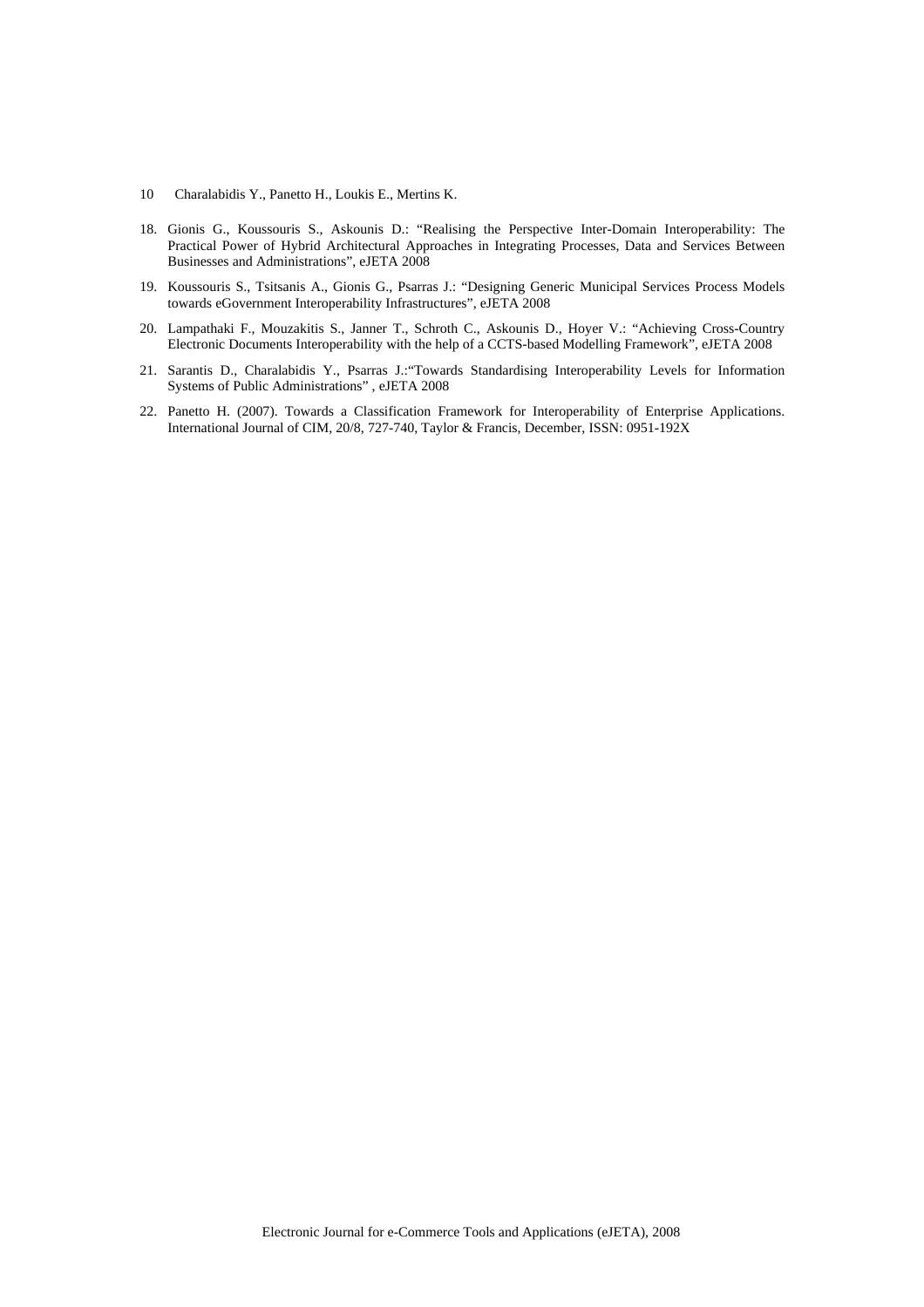18. Gionis G., Koussouris S., Askounis D.: "Realising the Perspective Inter-Domain Interoperability: The Practical Power of Hybrid Architectural Approaches in Integrating Processes, Data and Services Between Businesses and Administrations", eJETA 2008

19. Koussouris S., Tsitsanis A., Gionis G., Psarras J.: "Designing Generic Municipal Services Process Models towards eGovernment Interoperability Infrastructures", eJETA 2008

20. Lampathaki F., Mouzakitis S., Janner T., Schroth C., Askounis D., Hoyer V.: "Achieving Cross-Country Electronic Documents Interoperability with the help of a CCTS-based Modelling Framework", eJETA 2008

21. Sarantis D., Charalabidis Y., Psarras J.:"Towards Standardising Interoperability Levels for Information Systems of Public Administrations" , eJETA 2008

22. Panetto H. (2007). Towards a Classification Framework for Interoperability of Enterprise Applications. International Journal of CIM, 20/8, 727-740, Taylor & Francis, December, ISSN: 0951-192X